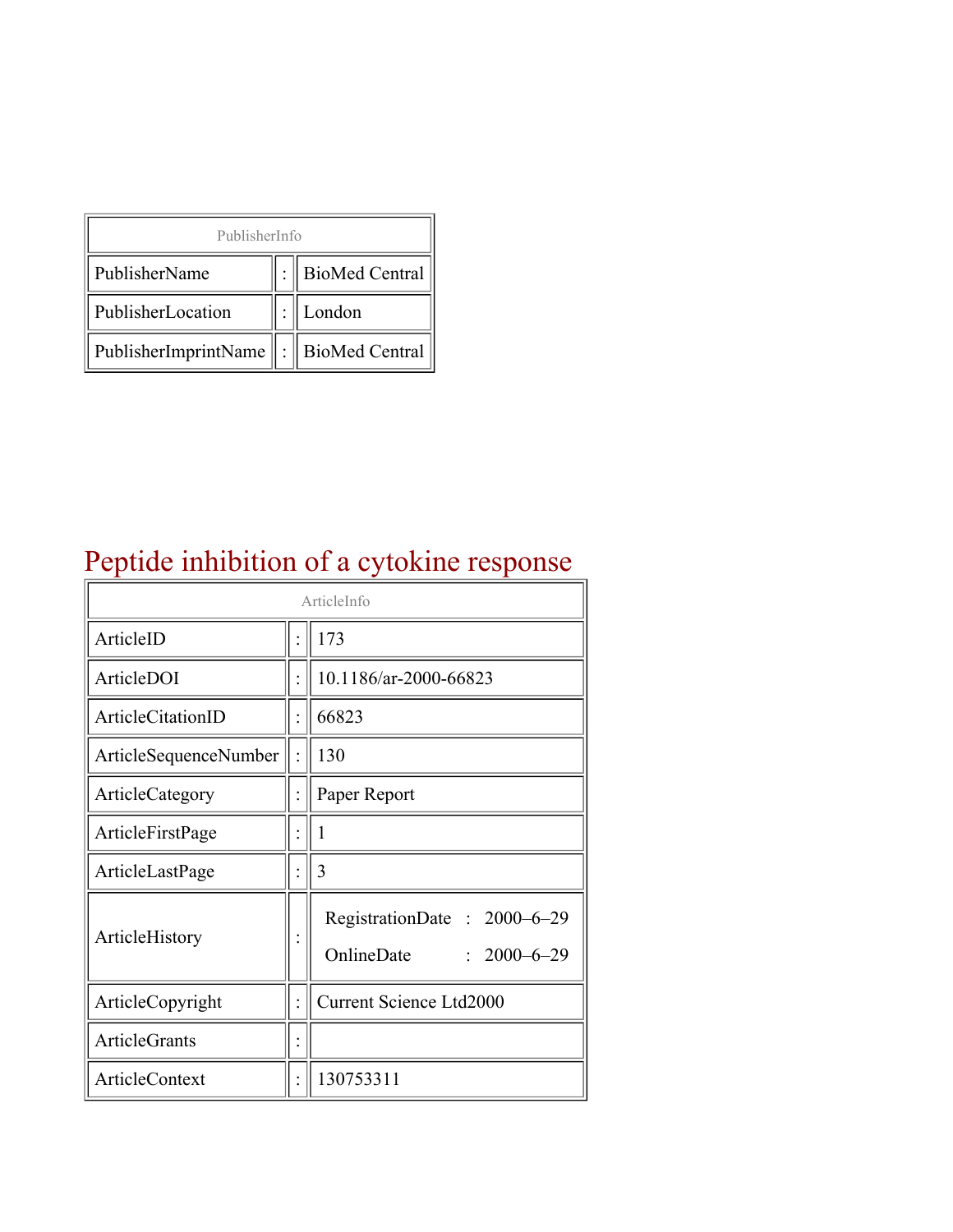| PublisherInfo | | |
|---|---|---|
| PublisherName | : | BioMed Central |
| PublisherLocation | : | London |
| PublisherImprintName | : | BioMed Central |

# Peptide inhibition of a cytokine response

| ArticleInfo | | |
|---|---|---|
| ArticleID | : | 173 |
| ArticleDOI | : | 10.1186/ar-2000-66823 |
| ArticleCitationID | : | 66823 |
| ArticleSequenceNumber | : | 130 |
| ArticleCategory | : | Paper Report |
| ArticleFirstPage | : | 1 |
| ArticleLastPage | : | 3 |
| ArticleHistory | : | RegistrationDate : 2000–6–29<br>OnlineDate : 2000–6–29 |
| ArticleCopyright | : | Current Science Ltd2000 |
| ArticleGrants | : | |
| ArticleContext | : | 130753311 |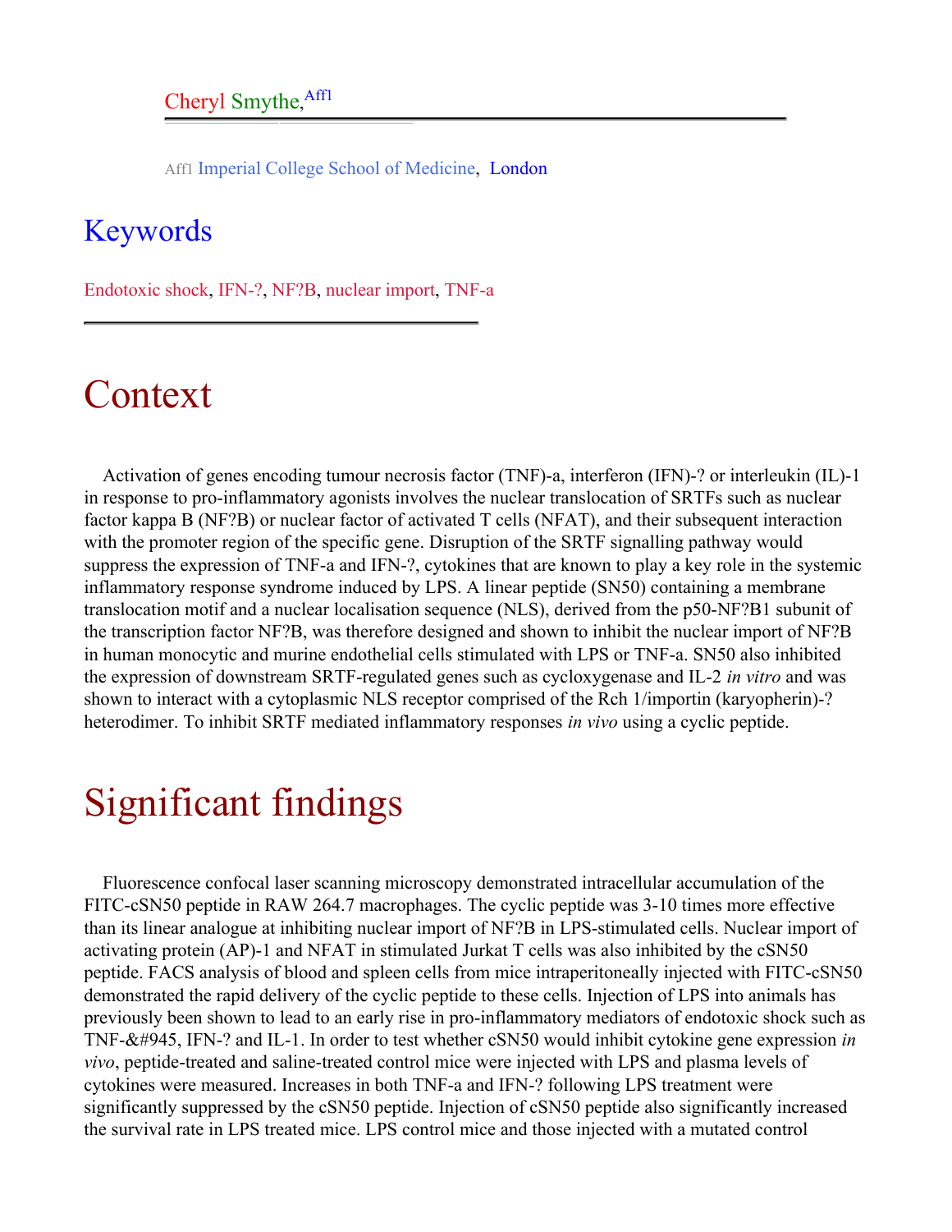Cheryl Smythe,[Aff1]

Aff1 Imperial College School of Medicine, London

## Keywords

Endotoxic shock, IFN-?, NF?B, nuclear import, TNF-a

# Context

Activation of genes encoding tumour necrosis factor (TNF)-a, interferon (IFN)-? or interleukin (IL)-1 in response to pro-inflammatory agonists involves the nuclear translocation of SRTFs such as nuclear factor kappa B (NF?B) or nuclear factor of activated T cells (NFAT), and their subsequent interaction with the promoter region of the specific gene. Disruption of the SRTF signalling pathway would suppress the expression of TNF-a and IFN-?, cytokines that are known to play a key role in the systemic inflammatory response syndrome induced by LPS. A linear peptide (SN50) containing a membrane translocation motif and a nuclear localisation sequence (NLS), derived from the p50-NF?B1 subunit of the transcription factor NF?B, was therefore designed and shown to inhibit the nuclear import of NF?B in human monocytic and murine endothelial cells stimulated with LPS or TNF-a. SN50 also inhibited the expression of downstream SRTF-regulated genes such as cycloxygenase and IL-2 *in vitro* and was shown to interact with a cytoplasmic NLS receptor comprised of the Rch 1/importin (karyopherin)-? heterodimer. To inhibit SRTF mediated inflammatory responses *in vivo* using a cyclic peptide.

# Significant findings

Fluorescence confocal laser scanning microscopy demonstrated intracellular accumulation of the FITC-cSN50 peptide in RAW 264.7 macrophages. The cyclic peptide was 3-10 times more effective than its linear analogue at inhibiting nuclear import of NF?B in LPS-stimulated cells. Nuclear import of activating protein (AP)-1 and NFAT in stimulated Jurkat T cells was also inhibited by the cSN50 peptide. FACS analysis of blood and spleen cells from mice intraperitoneally injected with FITC-cSN50 demonstrated the rapid delivery of the cyclic peptide to these cells. Injection of LPS into animals has previously been shown to lead to an early rise in pro-inflammatory mediators of endotoxic shock such as TNF-&#945, IFN-? and IL-1. In order to test whether cSN50 would inhibit cytokine gene expression *in vivo*, peptide-treated and saline-treated control mice were injected with LPS and plasma levels of cytokines were measured. Increases in both TNF-a and IFN-? following LPS treatment were significantly suppressed by the cSN50 peptide. Injection of cSN50 peptide also significantly increased the survival rate in LPS treated mice. LPS control mice and those injected with a mutated control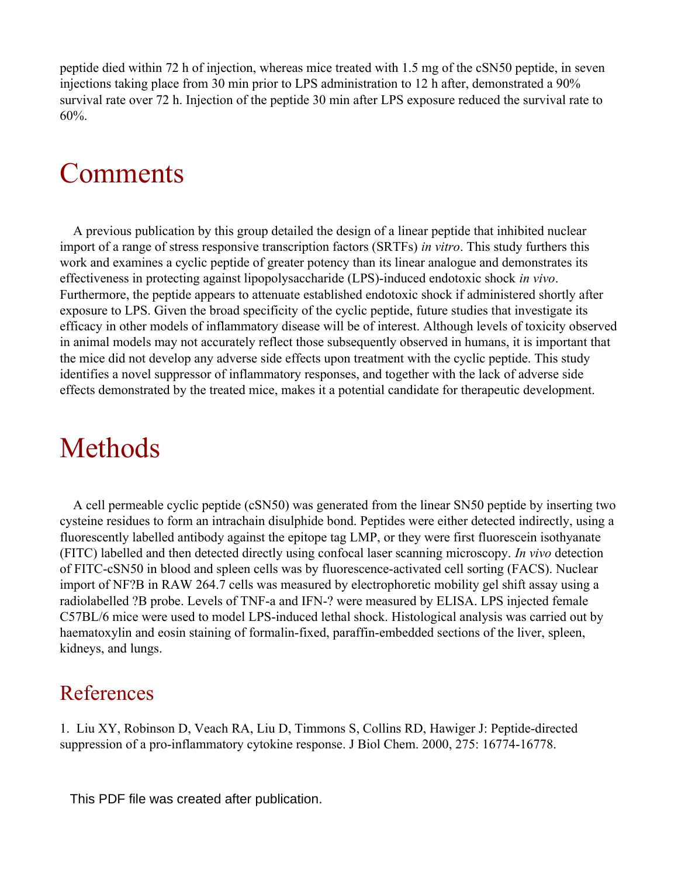peptide died within 72 h of injection, whereas mice treated with 1.5 mg of the cSN50 peptide, in seven injections taking place from 30 min prior to LPS administration to 12 h after, demonstrated a 90% survival rate over 72 h. Injection of the peptide 30 min after LPS exposure reduced the survival rate to 60%.

# Comments

A previous publication by this group detailed the design of a linear peptide that inhibited nuclear import of a range of stress responsive transcription factors (SRTFs) *in vitro*. This study furthers this work and examines a cyclic peptide of greater potency than its linear analogue and demonstrates its effectiveness in protecting against lipopolysaccharide (LPS)-induced endotoxic shock *in vivo*. Furthermore, the peptide appears to attenuate established endotoxic shock if administered shortly after exposure to LPS. Given the broad specificity of the cyclic peptide, future studies that investigate its efficacy in other models of inflammatory disease will be of interest. Although levels of toxicity observed in animal models may not accurately reflect those subsequently observed in humans, it is important that the mice did not develop any adverse side effects upon treatment with the cyclic peptide. This study identifies a novel suppressor of inflammatory responses, and together with the lack of adverse side effects demonstrated by the treated mice, makes it a potential candidate for therapeutic development.

# Methods

A cell permeable cyclic peptide (cSN50) was generated from the linear SN50 peptide by inserting two cysteine residues to form an intrachain disulphide bond. Peptides were either detected indirectly, using a fluorescently labelled antibody against the epitope tag LMP, or they were first fluorescein isothyanate (FITC) labelled and then detected directly using confocal laser scanning microscopy. *In vivo* detection of FITC-cSN50 in blood and spleen cells was by fluorescence-activated cell sorting (FACS). Nuclear import of NF?B in RAW 264.7 cells was measured by electrophoretic mobility gel shift assay using a radiolabelled ?B probe. Levels of TNF-a and IFN-? were measured by ELISA. LPS injected female C57BL/6 mice were used to model LPS-induced lethal shock. Histological analysis was carried out by haematoxylin and eosin staining of formalin-fixed, paraffin-embedded sections of the liver, spleen, kidneys, and lungs.

## References

1. Liu XY, Robinson D, Veach RA, Liu D, Timmons S, Collins RD, Hawiger J: Peptide-directed suppression of a pro-inflammatory cytokine response. J Biol Chem. 2000, 275: 16774-16778.

This PDF file was created after publication.